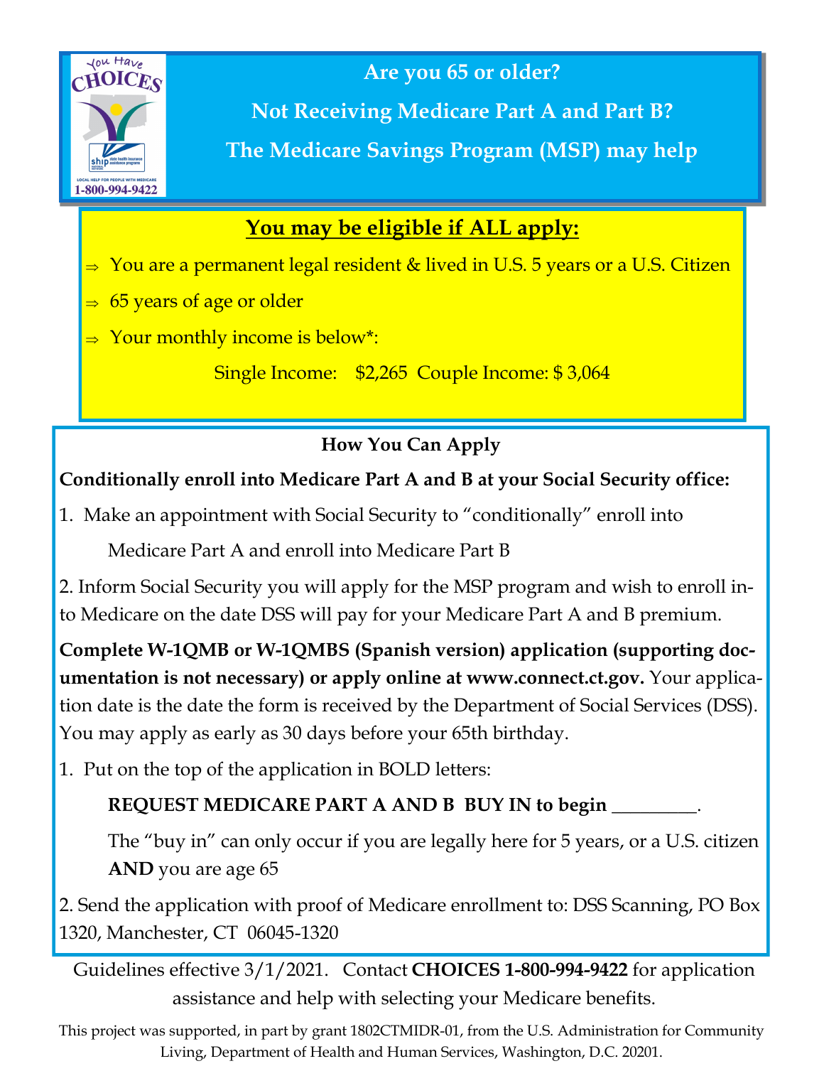# Are you 65 or older?

# Not Receiving Medicare Part A and Part B?

# The Medicare Savings Program (MSP) may help

## You may be eligible if ALL apply:

- ⇒ You are a permanent legal resident & lived in U.S. 5 years or a U.S. Citizen
- ⇒ 65 years of age or older
- ⇒ Your monthly income is below*:

Single Income: $2,265 Couple Income: $ 3,064

### How You Can Apply

**Conditionally enroll into Medicare Part A and B at your Social Security office:**

1. Make an appointment with Social Security to "conditionally" enroll into Medicare Part A and enroll into Medicare Part B
2. Inform Social Security you will apply for the MSP program and wish to enroll into Medicare on the date DSS will pay for your Medicare Part A and B premium.

**Complete W-1QMB or W-1QMBS (Spanish version) application (supporting documentation is not necessary) or apply online at www.connect.ct.gov.** Your application date is the date the form is received by the Department of Social Services (DSS). You may apply as early as 30 days before your 65th birthday.

1. Put on the top of the application in BOLD letters:

   **REQUEST MEDICARE PART A AND B BUY IN to begin** _________.

   The "buy in" can only occur if you are legally here for 5 years, or a U.S. citizen **AND** you are age 65
2. Send the application with proof of Medicare enrollment to: DSS Scanning, PO Box 1320, Manchester, CT 06045-1320

Guidelines effective 3/1/2021. Contact **CHOICES 1-800-994-9422** for application assistance and help with selecting your Medicare benefits.

This project was supported, in part by grant 1802CTMIDR-01, from the U.S. Administration for Community Living, Department of Health and Human Services, Washington, D.C. 20201.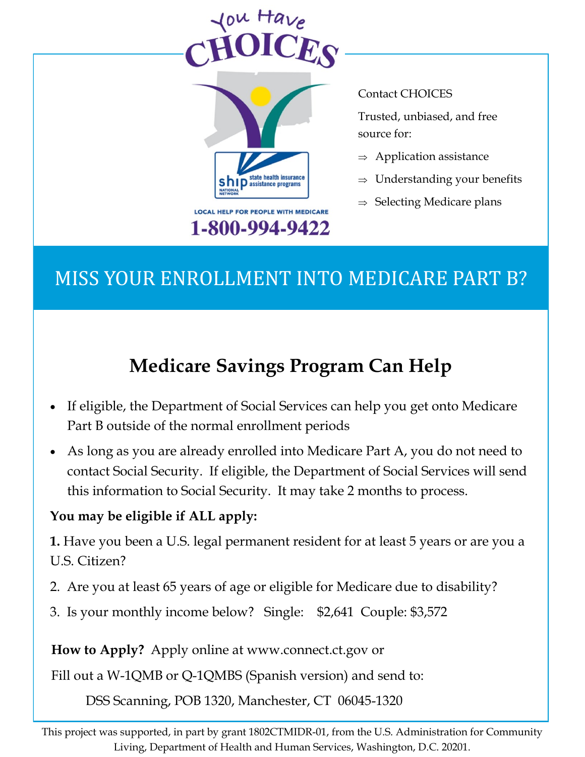You Have

# CHOICES

ship state health insurance assistance programs NATIONAL NETWORK

LOCAL HELP FOR PEOPLE WITH MEDICARE

**1-800-994-9422**

Contact CHOICES

Trusted, unbiased, and free source for:

- ⇒ Application assistance
- ⇒ Understanding your benefits
- ⇒ Selecting Medicare plans

## MISS YOUR ENROLLMENT INTO MEDICARE PART B?

## Medicare Savings Program Can Help

- If eligible, the Department of Social Services can help you get onto Medicare Part B outside of the normal enrollment periods
- As long as you are already enrolled into Medicare Part A, you do not need to contact Social Security. If eligible, the Department of Social Services will send this information to Social Security. It may take 2 months to process.

**You may be eligible if ALL apply:**

1. Have you been a U.S. legal permanent resident for at least 5 years or are you a U.S. Citizen?
2. Are you at least 65 years of age or eligible for Medicare due to disability?
3. Is your monthly income below? Single: $2,641 Couple: $3,572

**How to Apply?** Apply online at www.connect.ct.gov or

Fill out a W-1QMB or Q-1QMBS (Spanish version) and send to:

DSS Scanning, POB 1320, Manchester, CT 06045-1320

This project was supported, in part by grant 1802CTMIDR-01, from the U.S. Administration for Community Living, Department of Health and Human Services, Washington, D.C. 20201.